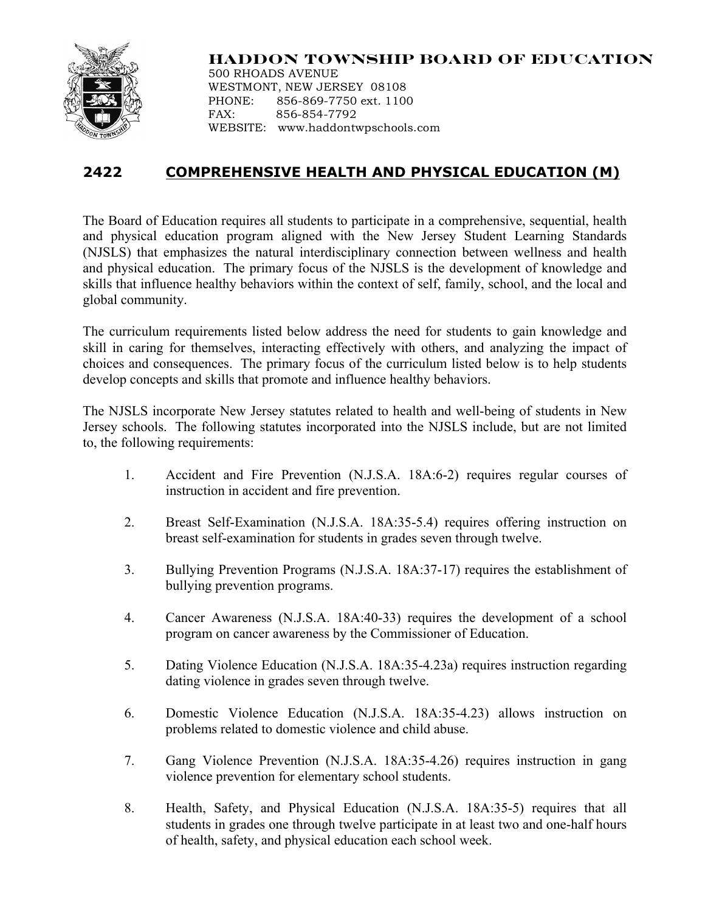**HADDON TOWNSHIP BOARD OF EDUCATION**
500 RHOADS AVENUE
WESTMONT, NEW JERSEY 08108
PHONE: 856-869-7750 ext. 1100
FAX: 856-854-7792
WEBSITE: www.haddontwpschools.com

## 2422 COMPREHENSIVE HEALTH AND PHYSICAL EDUCATION (M)

The Board of Education requires all students to participate in a comprehensive, sequential, health and physical education program aligned with the New Jersey Student Learning Standards (NJSLS) that emphasizes the natural interdisciplinary connection between wellness and health and physical education. The primary focus of the NJSLS is the development of knowledge and skills that influence healthy behaviors within the context of self, family, school, and the local and global community.

The curriculum requirements listed below address the need for students to gain knowledge and skill in caring for themselves, interacting effectively with others, and analyzing the impact of choices and consequences. The primary focus of the curriculum listed below is to help students develop concepts and skills that promote and influence healthy behaviors.

The NJSLS incorporate New Jersey statutes related to health and well-being of students in New Jersey schools. The following statutes incorporated into the NJSLS include, but are not limited to, the following requirements:

1. Accident and Fire Prevention (N.J.S.A. 18A:6-2) requires regular courses of instruction in accident and fire prevention.

2. Breast Self-Examination (N.J.S.A. 18A:35-5.4) requires offering instruction on breast self-examination for students in grades seven through twelve.

3. Bullying Prevention Programs (N.J.S.A. 18A:37-17) requires the establishment of bullying prevention programs.

4. Cancer Awareness (N.J.S.A. 18A:40-33) requires the development of a school program on cancer awareness by the Commissioner of Education.

5. Dating Violence Education (N.J.S.A. 18A:35-4.23a) requires instruction regarding dating violence in grades seven through twelve.

6. Domestic Violence Education (N.J.S.A. 18A:35-4.23) allows instruction on problems related to domestic violence and child abuse.

7. Gang Violence Prevention (N.J.S.A. 18A:35-4.26) requires instruction in gang violence prevention for elementary school students.

8. Health, Safety, and Physical Education (N.J.S.A. 18A:35-5) requires that all students in grades one through twelve participate in at least two and one-half hours of health, safety, and physical education each school week.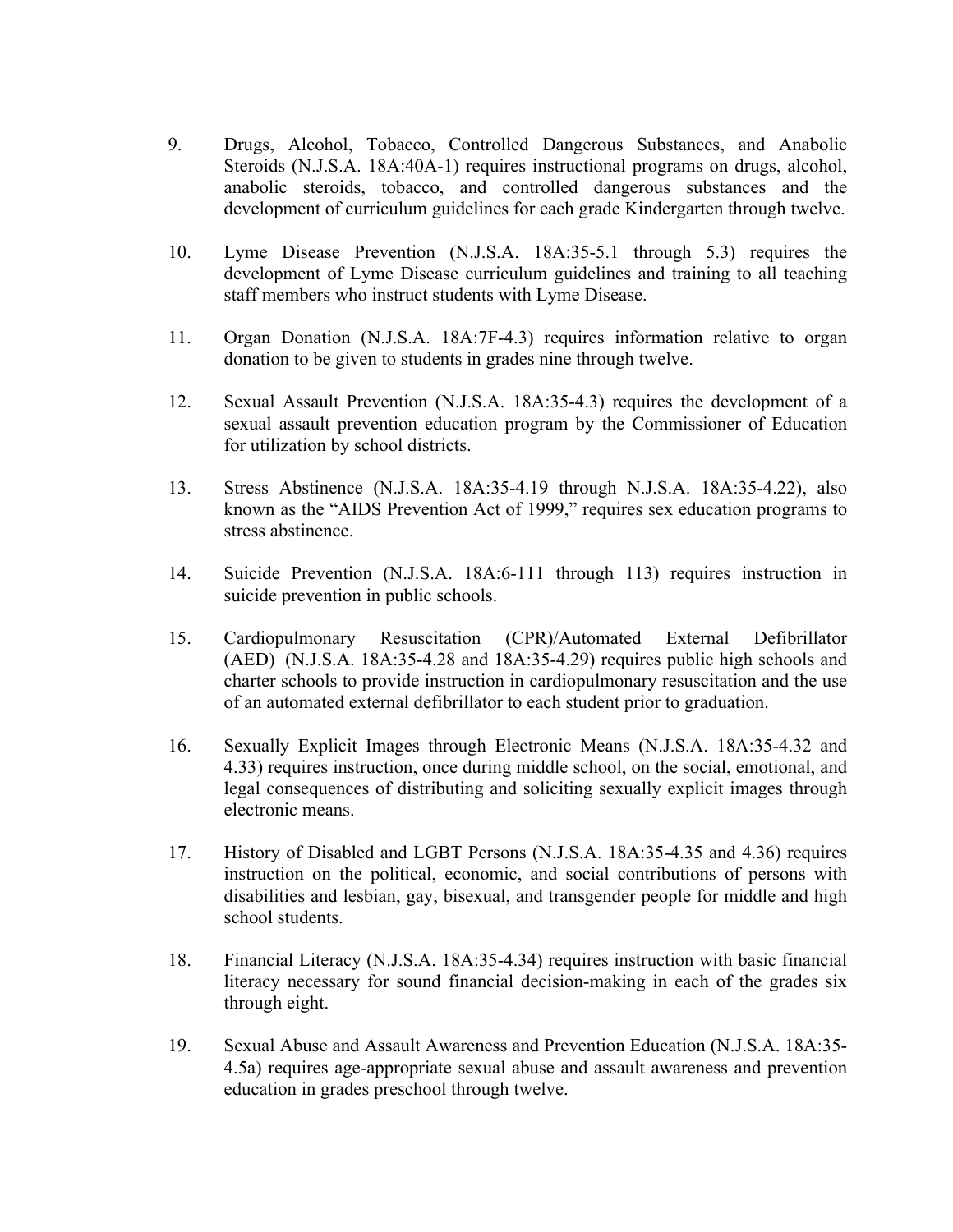9. Drugs, Alcohol, Tobacco, Controlled Dangerous Substances, and Anabolic Steroids (N.J.S.A. 18A:40A-1) requires instructional programs on drugs, alcohol, anabolic steroids, tobacco, and controlled dangerous substances and the development of curriculum guidelines for each grade Kindergarten through twelve.

10. Lyme Disease Prevention (N.J.S.A. 18A:35-5.1 through 5.3) requires the development of Lyme Disease curriculum guidelines and training to all teaching staff members who instruct students with Lyme Disease.

11. Organ Donation (N.J.S.A. 18A:7F-4.3) requires information relative to organ donation to be given to students in grades nine through twelve.

12. Sexual Assault Prevention (N.J.S.A. 18A:35-4.3) requires the development of a sexual assault prevention education program by the Commissioner of Education for utilization by school districts.

13. Stress Abstinence (N.J.S.A. 18A:35-4.19 through N.J.S.A. 18A:35-4.22), also known as the "AIDS Prevention Act of 1999," requires sex education programs to stress abstinence.

14. Suicide Prevention (N.J.S.A. 18A:6-111 through 113) requires instruction in suicide prevention in public schools.

15. Cardiopulmonary Resuscitation (CPR)/Automated External Defibrillator (AED) (N.J.S.A. 18A:35-4.28 and 18A:35-4.29) requires public high schools and charter schools to provide instruction in cardiopulmonary resuscitation and the use of an automated external defibrillator to each student prior to graduation.

16. Sexually Explicit Images through Electronic Means (N.J.S.A. 18A:35-4.32 and 4.33) requires instruction, once during middle school, on the social, emotional, and legal consequences of distributing and soliciting sexually explicit images through electronic means.

17. History of Disabled and LGBT Persons (N.J.S.A. 18A:35-4.35 and 4.36) requires instruction on the political, economic, and social contributions of persons with disabilities and lesbian, gay, bisexual, and transgender people for middle and high school students.

18. Financial Literacy (N.J.S.A. 18A:35-4.34) requires instruction with basic financial literacy necessary for sound financial decision-making in each of the grades six through eight.

19. Sexual Abuse and Assault Awareness and Prevention Education (N.J.S.A. 18A:35-4.5a) requires age-appropriate sexual abuse and assault awareness and prevention education in grades preschool through twelve.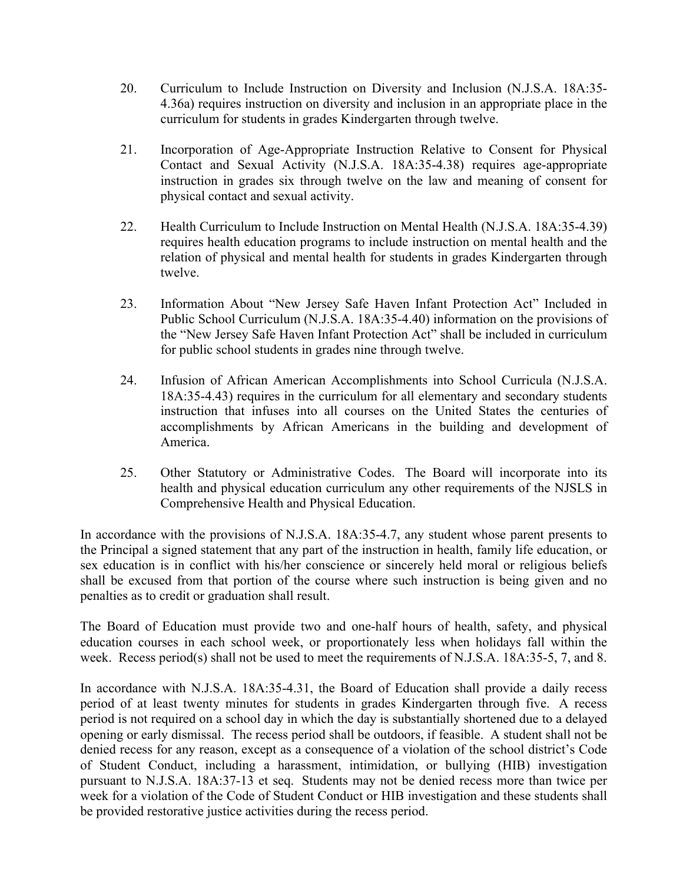20. Curriculum to Include Instruction on Diversity and Inclusion (N.J.S.A. 18A:35-4.36a) requires instruction on diversity and inclusion in an appropriate place in the curriculum for students in grades Kindergarten through twelve.

21. Incorporation of Age-Appropriate Instruction Relative to Consent for Physical Contact and Sexual Activity (N.J.S.A. 18A:35-4.38) requires age-appropriate instruction in grades six through twelve on the law and meaning of consent for physical contact and sexual activity.

22. Health Curriculum to Include Instruction on Mental Health (N.J.S.A. 18A:35-4.39) requires health education programs to include instruction on mental health and the relation of physical and mental health for students in grades Kindergarten through twelve.

23. Information About "New Jersey Safe Haven Infant Protection Act" Included in Public School Curriculum (N.J.S.A. 18A:35-4.40) information on the provisions of the "New Jersey Safe Haven Infant Protection Act" shall be included in curriculum for public school students in grades nine through twelve.

24. Infusion of African American Accomplishments into School Curricula (N.J.S.A. 18A:35-4.43) requires in the curriculum for all elementary and secondary students instruction that infuses into all courses on the United States the centuries of accomplishments by African Americans in the building and development of America.

25. Other Statutory or Administrative Codes. The Board will incorporate into its health and physical education curriculum any other requirements of the NJSLS in Comprehensive Health and Physical Education.

In accordance with the provisions of N.J.S.A. 18A:35-4.7, any student whose parent presents to the Principal a signed statement that any part of the instruction in health, family life education, or sex education is in conflict with his/her conscience or sincerely held moral or religious beliefs shall be excused from that portion of the course where such instruction is being given and no penalties as to credit or graduation shall result.

The Board of Education must provide two and one-half hours of health, safety, and physical education courses in each school week, or proportionately less when holidays fall within the week. Recess period(s) shall not be used to meet the requirements of N.J.S.A. 18A:35-5, 7, and 8.

In accordance with N.J.S.A. 18A:35-4.31, the Board of Education shall provide a daily recess period of at least twenty minutes for students in grades Kindergarten through five. A recess period is not required on a school day in which the day is substantially shortened due to a delayed opening or early dismissal. The recess period shall be outdoors, if feasible. A student shall not be denied recess for any reason, except as a consequence of a violation of the school district's Code of Student Conduct, including a harassment, intimidation, or bullying (HIB) investigation pursuant to N.J.S.A. 18A:37-13 et seq. Students may not be denied recess more than twice per week for a violation of the Code of Student Conduct or HIB investigation and these students shall be provided restorative justice activities during the recess period.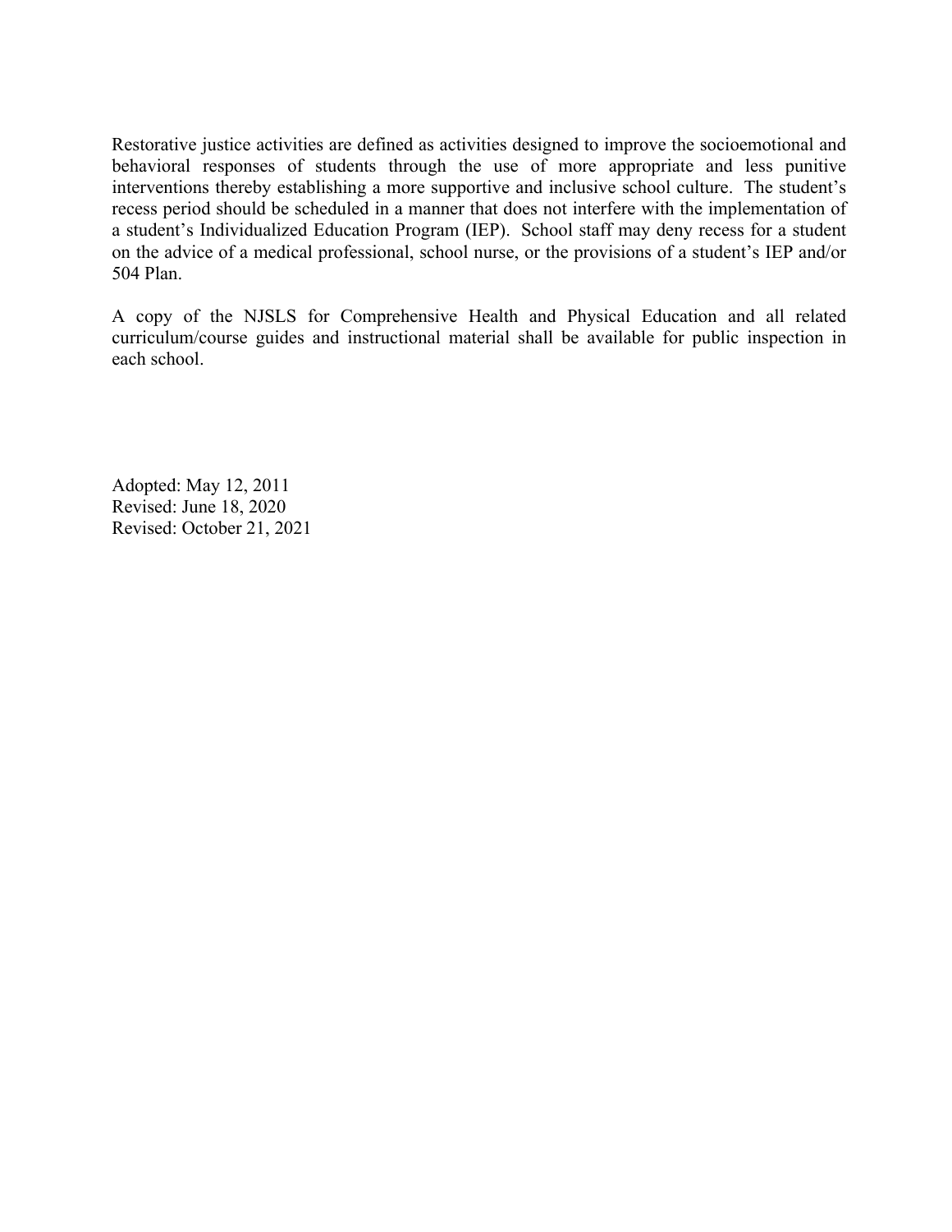Restorative justice activities are defined as activities designed to improve the socioemotional and behavioral responses of students through the use of more appropriate and less punitive interventions thereby establishing a more supportive and inclusive school culture. The student's recess period should be scheduled in a manner that does not interfere with the implementation of a student's Individualized Education Program (IEP). School staff may deny recess for a student on the advice of a medical professional, school nurse, or the provisions of a student's IEP and/or 504 Plan.

A copy of the NJSLS for Comprehensive Health and Physical Education and all related curriculum/course guides and instructional material shall be available for public inspection in each school.

Adopted: May 12, 2011
Revised: June 18, 2020
Revised: October 21, 2021